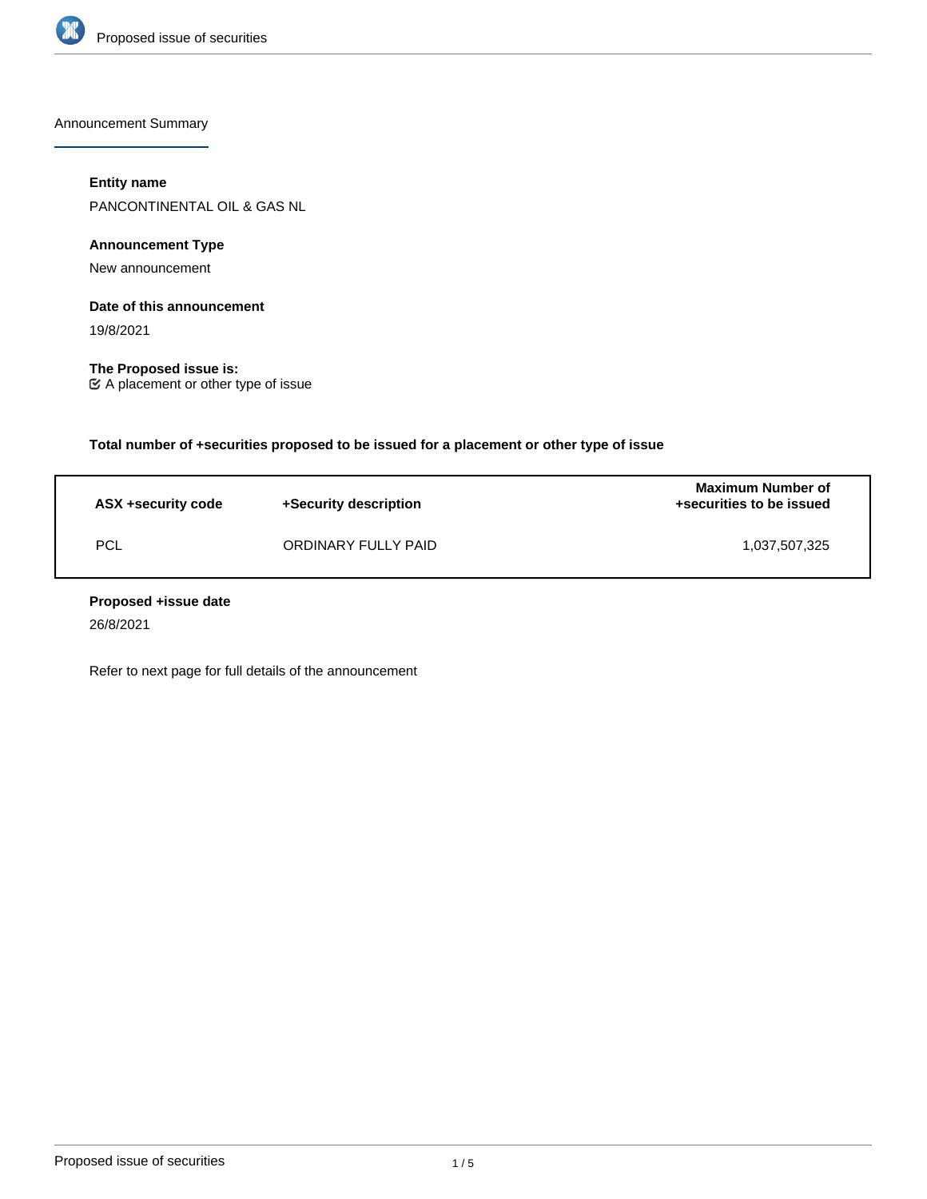Announcement Summary

**Entity name**

PANCONTINENTAL OIL & GAS NL

**Announcement Type**

New announcement

**Date of this announcement**

19/8/2021

**The Proposed issue is:**

☑ A placement or other type of issue

**Total number of +securities proposed to be issued for a placement or other type of issue**

| ASX +security code | +Security description | Maximum Number of +securities to be issued |
|---|---|---|
| PCL | ORDINARY FULLY PAID | 1,037,507,325 |

**Proposed +issue date**

26/8/2021

Refer to next page for full details of the announcement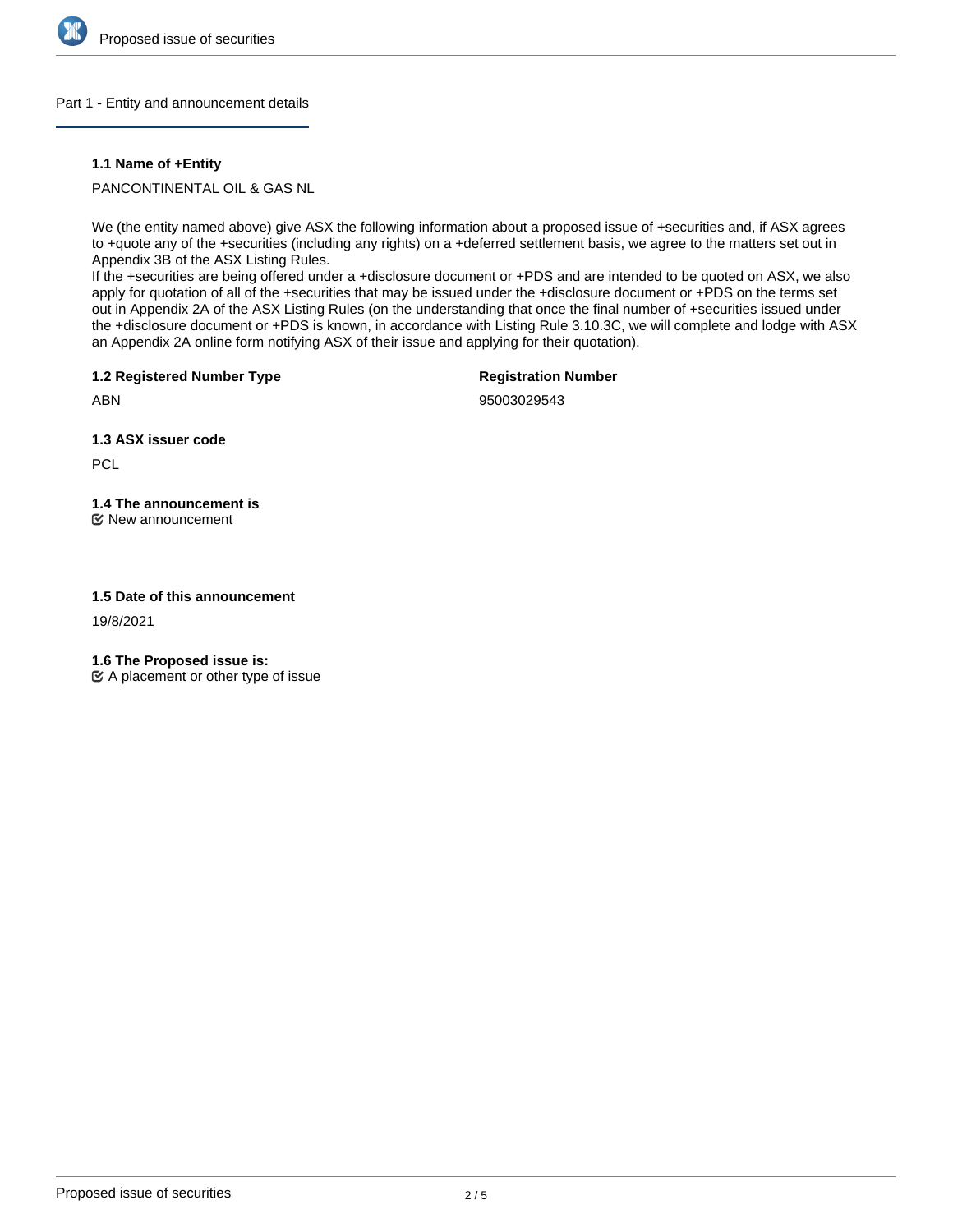## Part 1 - Entity and announcement details

### 1.1 Name of +Entity

PANCONTINENTAL OIL & GAS NL

We (the entity named above) give ASX the following information about a proposed issue of +securities and, if ASX agrees to +quote any of the +securities (including any rights) on a +deferred settlement basis, we agree to the matters set out in Appendix 3B of the ASX Listing Rules.

If the +securities are being offered under a +disclosure document or +PDS and are intended to be quoted on ASX, we also apply for quotation of all of the +securities that may be issued under the +disclosure document or +PDS on the terms set out in Appendix 2A of the ASX Listing Rules (on the understanding that once the final number of +securities issued under the +disclosure document or +PDS is known, in accordance with Listing Rule 3.10.3C, we will complete and lodge with ASX an Appendix 2A online form notifying ASX of their issue and applying for their quotation).

**1.2 Registered Number Type**

ABN

**Registration Number**

95003029543

### 1.3 ASX issuer code

PCL

### 1.4 The announcement is

☑ New announcement

### 1.5 Date of this announcement

19/8/2021

### 1.6 The Proposed issue is:

☑ A placement or other type of issue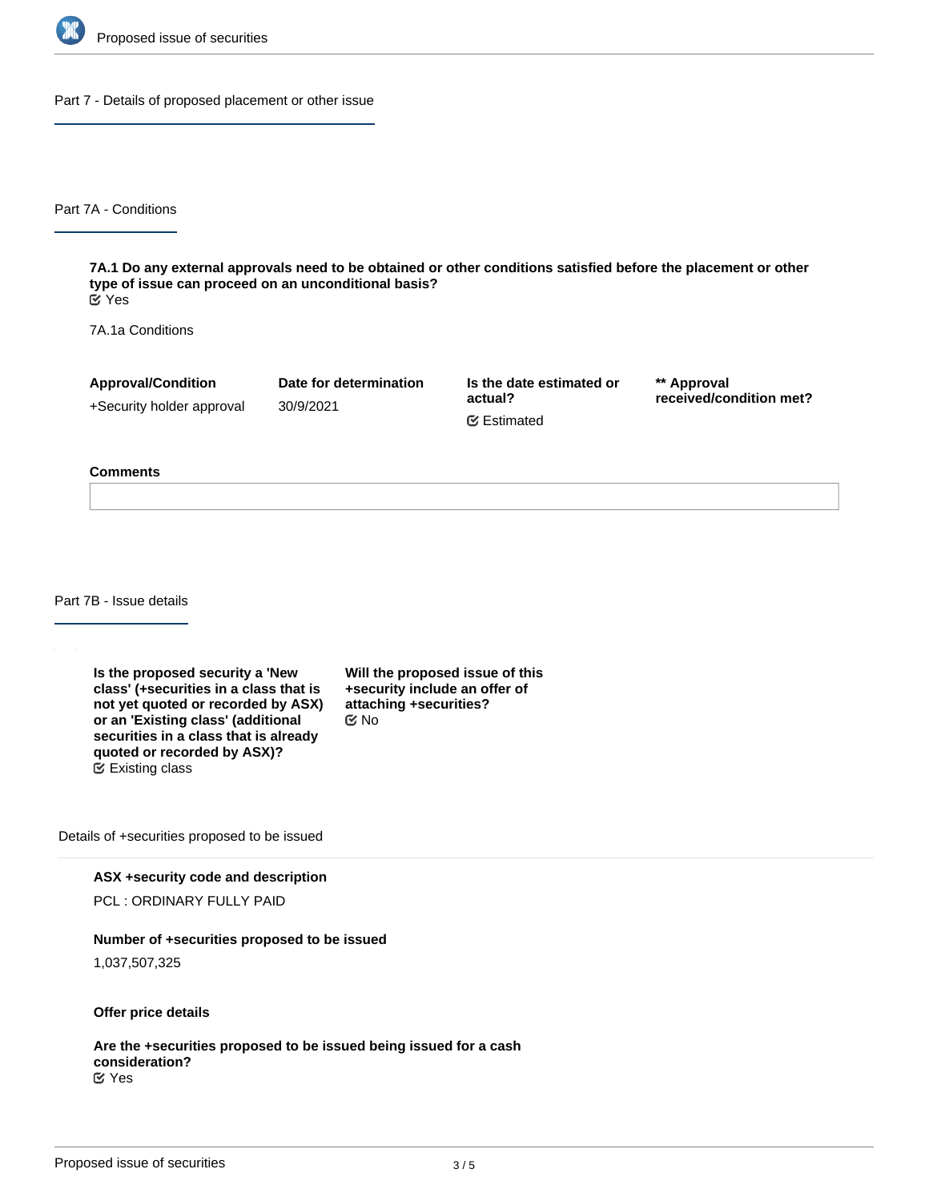## Part 7 - Details of proposed placement or other issue

### Part 7A - Conditions

**7A.1 Do any external approvals need to be obtained or other conditions satisfied before the placement or other type of issue can proceed on an unconditional basis?**
Yes

7A.1a Conditions

| Approval/Condition | Date for determination | Is the date estimated or actual? | ** Approval received/condition met? |
|---|---|---|---|
| +Security holder approval | 30/9/2021 | Estimated | |

**Comments**

### Part 7B - Issue details

**Is the proposed security a 'New class' (+securities in a class that is not yet quoted or recorded by ASX) or an 'Existing class' (additional securities in a class that is already quoted or recorded by ASX)?**
Existing class

**Will the proposed issue of this +security include an offer of attaching +securities?**
No

Details of +securities proposed to be issued

**ASX +security code and description**

PCL : ORDINARY FULLY PAID

**Number of +securities proposed to be issued**

1,037,507,325

**Offer price details**

**Are the +securities proposed to be issued being issued for a cash consideration?**
Yes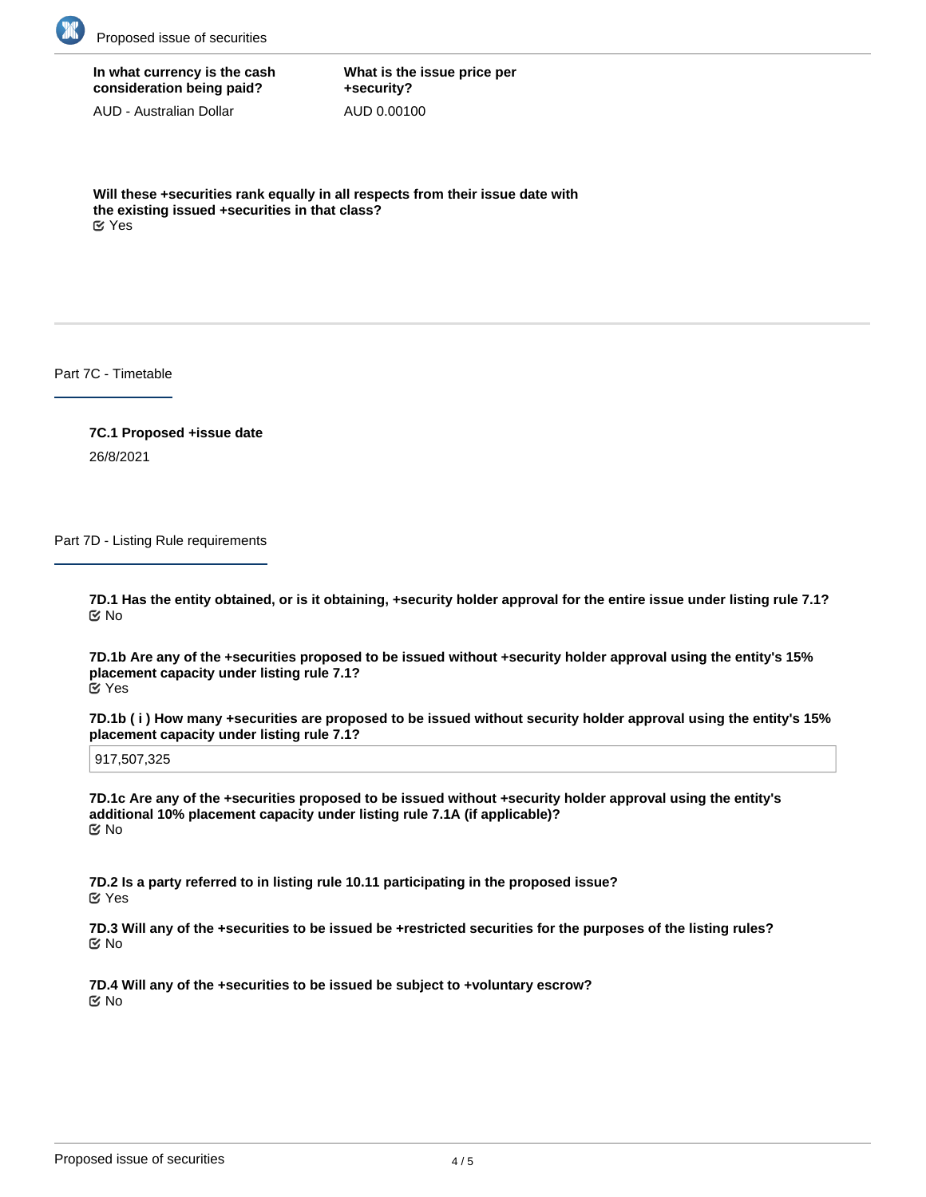**In what currency is the cash consideration being paid?**

AUD - Australian Dollar

**What is the issue price per +security?**

AUD 0.00100

**Will these +securities rank equally in all respects from their issue date with the existing issued +securities in that class?**

☑ Yes

## Part 7C - Timetable

**7C.1 Proposed +issue date**

26/8/2021

## Part 7D - Listing Rule requirements

**7D.1 Has the entity obtained, or is it obtaining, +security holder approval for the entire issue under listing rule 7.1?**

☑ No

**7D.1b Are any of the +securities proposed to be issued without +security holder approval using the entity's 15% placement capacity under listing rule 7.1?**

☑ Yes

**7D.1b ( i ) How many +securities are proposed to be issued without security holder approval using the entity's 15% placement capacity under listing rule 7.1?**

917,507,325

**7D.1c Are any of the +securities proposed to be issued without +security holder approval using the entity's additional 10% placement capacity under listing rule 7.1A (if applicable)?**

☑ No

**7D.2 Is a party referred to in listing rule 10.11 participating in the proposed issue?**

☑ Yes

**7D.3 Will any of the +securities to be issued be +restricted securities for the purposes of the listing rules?**

☑ No

**7D.4 Will any of the +securities to be issued be subject to +voluntary escrow?**

☑ No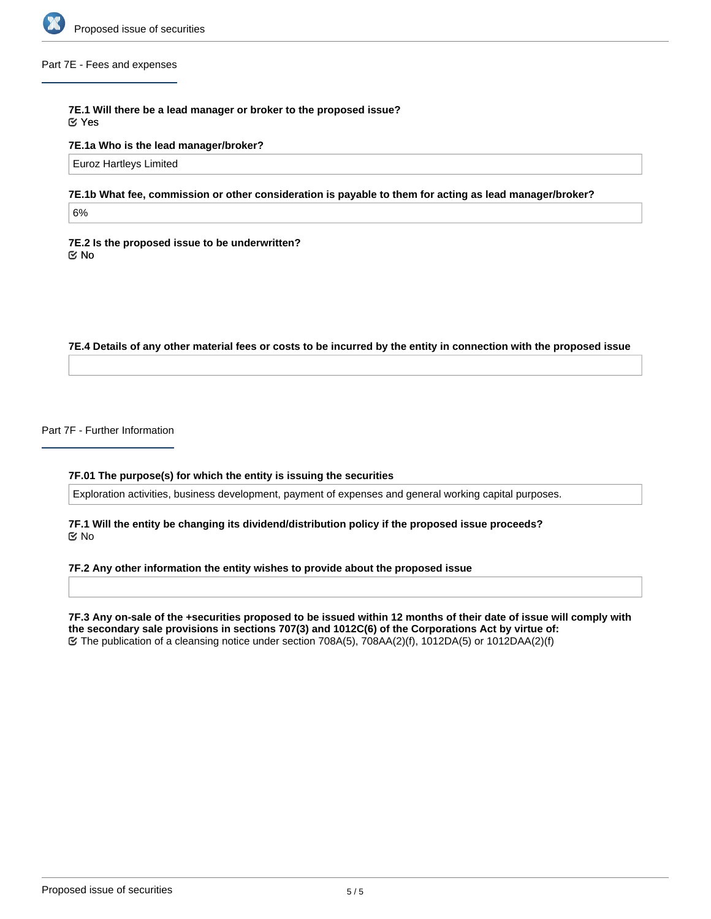## Part 7E - Fees and expenses

**7E.1 Will there be a lead manager or broker to the proposed issue?**
☑ Yes

**7E.1a Who is the lead manager/broker?**

Euroz Hartleys Limited

**7E.1b What fee, commission or other consideration is payable to them for acting as lead manager/broker?**

6%

**7E.2 Is the proposed issue to be underwritten?**
☑ No

**7E.4 Details of any other material fees or costs to be incurred by the entity in connection with the proposed issue**

## Part 7F - Further Information

**7F.01 The purpose(s) for which the entity is issuing the securities**

Exploration activities, business development, payment of expenses and general working capital purposes.

**7F.1 Will the entity be changing its dividend/distribution policy if the proposed issue proceeds?**
☑ No

**7F.2 Any other information the entity wishes to provide about the proposed issue**

**7F.3 Any on-sale of the +securities proposed to be issued within 12 months of their date of issue will comply with the secondary sale provisions in sections 707(3) and 1012C(6) of the Corporations Act by virtue of:**
☑ The publication of a cleansing notice under section 708A(5), 708AA(2)(f), 1012DA(5) or 1012DAA(2)(f)